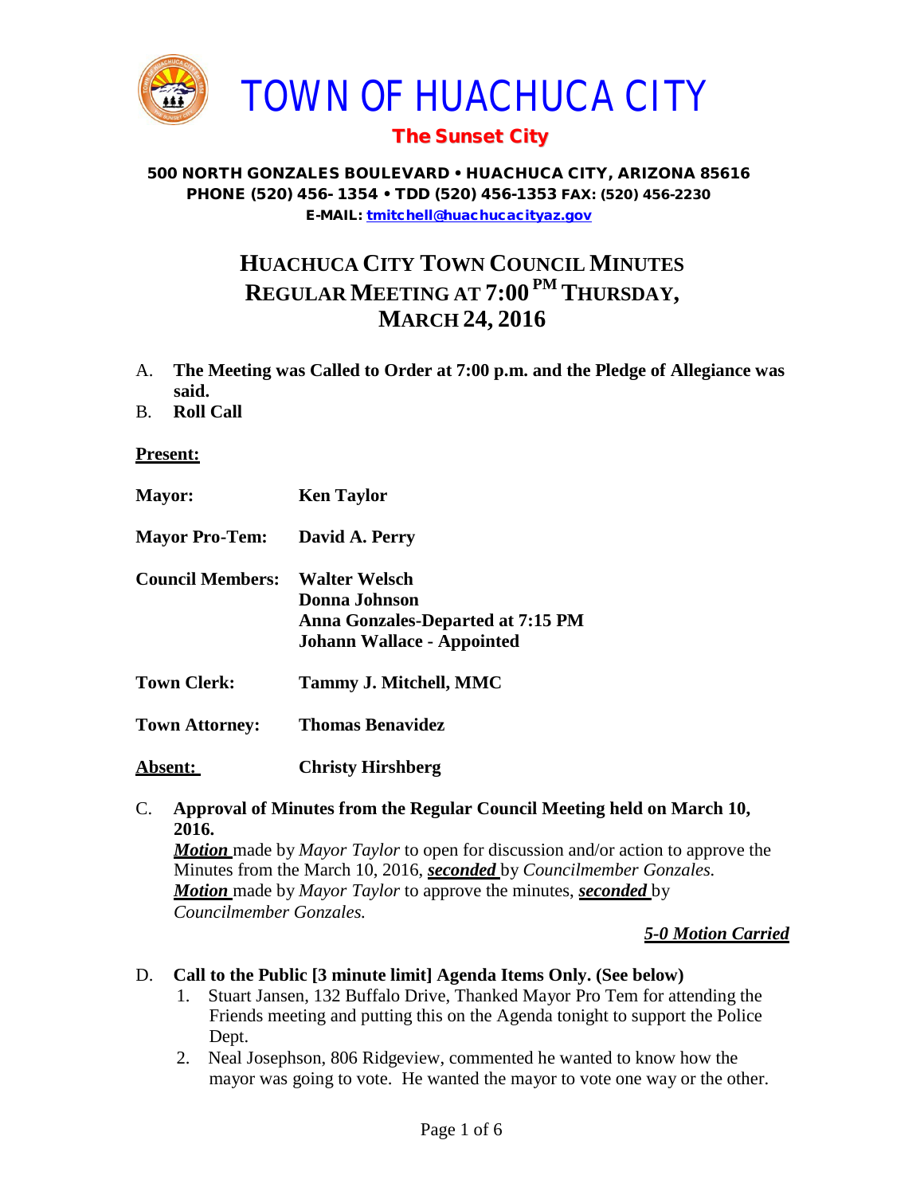# TOWN OF HUACHUCA CITY

**The Sunset City**

**500 NORTH GONZALES BOULEVARD • HUACHUCA CITY, ARIZONA 85616**
**PHONE (520) 456- 1354 • TDD (520) 456-1353 FAX: (520) 456-2230**
**E-MAIL: tmitchell@huachucacityaz.gov**

## HUACHUCA CITY TOWN COUNCIL MINUTES REGULAR MEETING AT 7:00 PM THURSDAY, MARCH 24, 2016

A. **The Meeting was Called to Order at 7:00 p.m. and the Pledge of Allegiance was said.**

B. **Roll Call**

**Present:**

| | |
|---|---|
| **Mayor:** | **Ken Taylor** |
| **Mayor Pro-Tem:** | **David A. Perry** |
| **Council Members:** | **Walter Welsch**<br>**Donna Johnson**<br>**Anna Gonzales-Departed at 7:15 PM**<br>**Johann Wallace - Appointed** |
| **Town Clerk:** | **Tammy J. Mitchell, MMC** |
| **Town Attorney:** | **Thomas Benavidez** |
| **Absent:** | **Christy Hirshberg** |

C. **Approval of Minutes from the Regular Council Meeting held on March 10, 2016.**
***Motion*** made by *Mayor Taylor* to open for discussion and/or action to approve the Minutes from the March 10, 2016, ***seconded*** by *Councilmember Gonzales.*
***Motion*** made by *Mayor Taylor* to approve the minutes, ***seconded*** by *Councilmember Gonzales.*

***5-0 Motion Carried***

D. **Call to the Public [3 minute limit] Agenda Items Only. (See below)**
1. Stuart Jansen, 132 Buffalo Drive, Thanked Mayor Pro Tem for attending the Friends meeting and putting this on the Agenda tonight to support the Police Dept.
2. Neal Josephson, 806 Ridgeview, commented he wanted to know how the mayor was going to vote. He wanted the mayor to vote one way or the other.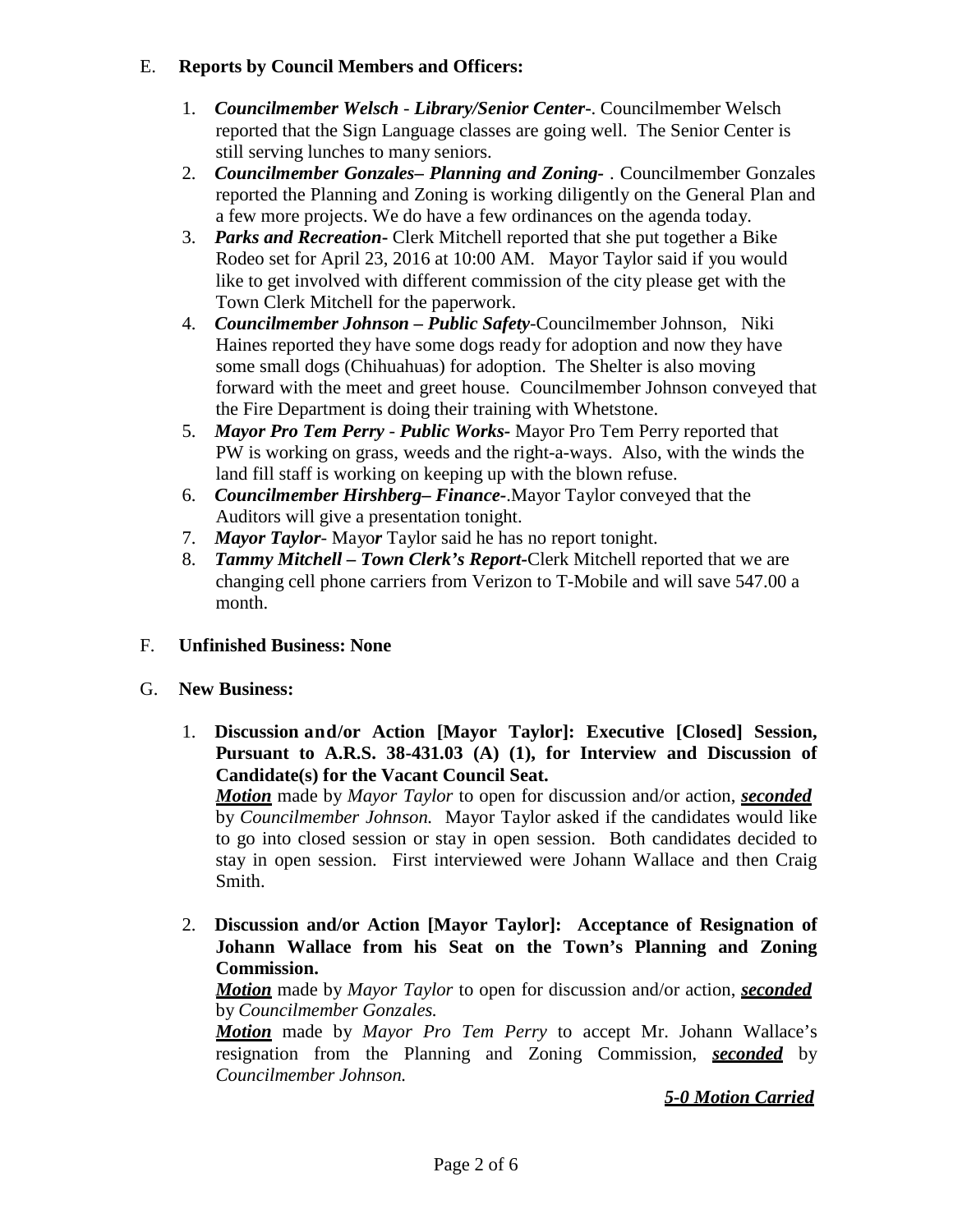## E. Reports by Council Members and Officers:

1. ***Councilmember Welsch - Library/Senior Center-***. Councilmember Welsch reported that the Sign Language classes are going well. The Senior Center is still serving lunches to many seniors.
2. ***Councilmember Gonzales– Planning and Zoning-*** . Councilmember Gonzales reported the Planning and Zoning is working diligently on the General Plan and a few more projects. We do have a few ordinances on the agenda today.
3. ***Parks and Recreation-*** Clerk Mitchell reported that she put together a Bike Rodeo set for April 23, 2016 at 10:00 AM. Mayor Taylor said if you would like to get involved with different commission of the city please get with the Town Clerk Mitchell for the paperwork.
4. ***Councilmember Johnson – Public Safety***-Councilmember Johnson, Niki Haines reported they have some dogs ready for adoption and now they have some small dogs (Chihuahuas) for adoption. The Shelter is also moving forward with the meet and greet house. Councilmember Johnson conveyed that the Fire Department is doing their training with Whetstone.
5. ***Mayor Pro Tem Perry - Public Works-*** Mayor Pro Tem Perry reported that PW is working on grass, weeds and the right-a-ways. Also, with the winds the land fill staff is working on keeping up with the blown refuse.
6. ***Councilmember Hirshberg– Finance-***.Mayor Taylor conveyed that the Auditors will give a presentation tonight.
7. ***Mayor Taylor***- Mayo***r*** Taylor said he has no report tonight.
8. ***Tammy Mitchell – Town Clerk's Report-***Clerk Mitchell reported that we are changing cell phone carriers from Verizon to T-Mobile and will save 547.00 a month.

## F. Unfinished Business: None

## G. New Business:

1. **Discussion and/or Action [Mayor Taylor]: Executive [Closed] Session, Pursuant to A.R.S. 38-431.03 (A) (1), for Interview and Discussion of Candidate(s) for the Vacant Council Seat.**

   ***Motion*** made by *Mayor Taylor* to open for discussion and/or action, ***seconded*** by *Councilmember Johnson.* Mayor Taylor asked if the candidates would like to go into closed session or stay in open session. Both candidates decided to stay in open session. First interviewed were Johann Wallace and then Craig Smith.

2. **Discussion and/or Action [Mayor Taylor]: Acceptance of Resignation of Johann Wallace from his Seat on the Town's Planning and Zoning Commission.**

   ***Motion*** made by *Mayor Taylor* to open for discussion and/or action, ***seconded*** by *Councilmember Gonzales.*
   ***Motion*** made by *Mayor Pro Tem Perry* to accept Mr. Johann Wallace's resignation from the Planning and Zoning Commission, ***seconded*** by *Councilmember Johnson.*

   ***5-0 Motion Carried***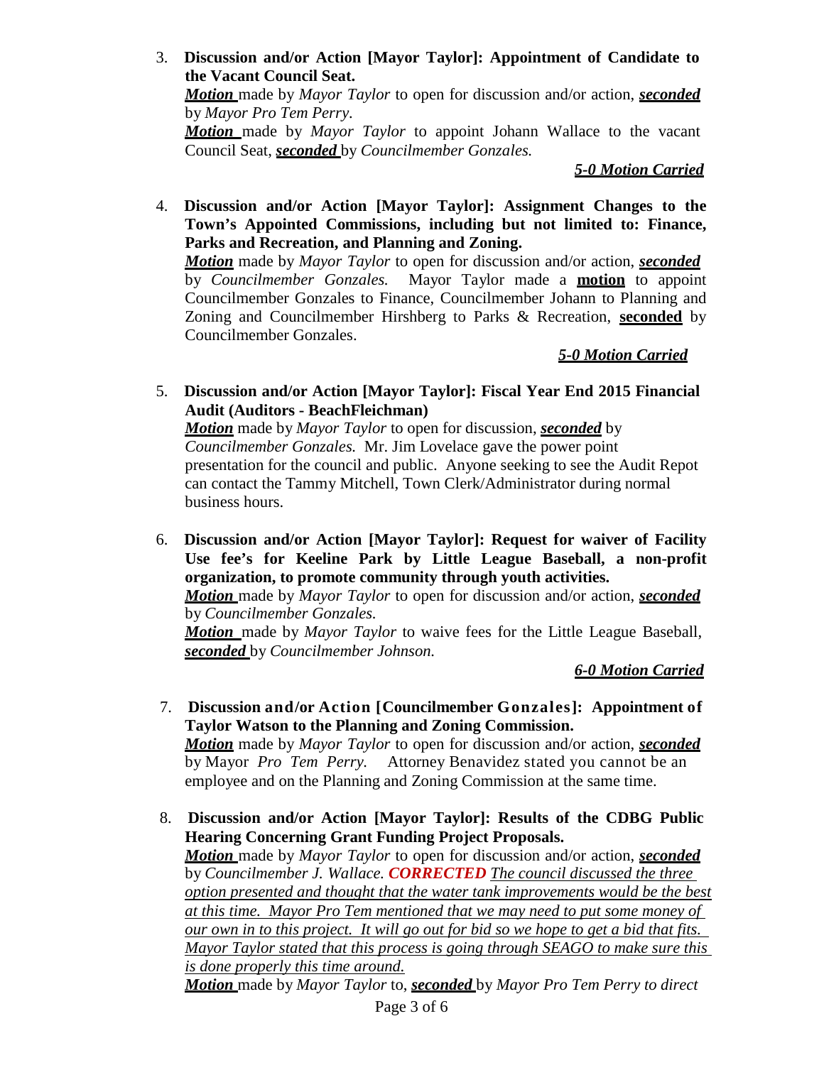3. **Discussion and/or Action [Mayor Taylor]: Appointment of Candidate to the Vacant Council Seat.**
   ***Motion*** made by *Mayor Taylor* to open for discussion and/or action, ***seconded*** by *Mayor Pro Tem Perry.*
   ***Motion*** made by *Mayor Taylor* to appoint Johann Wallace to the vacant Council Seat, ***seconded*** by *Councilmember Gonzales.*

   ***5-0 Motion Carried***

4. **Discussion and/or Action [Mayor Taylor]: Assignment Changes to the Town's Appointed Commissions, including but not limited to: Finance, Parks and Recreation, and Planning and Zoning.**
   ***Motion*** made by *Mayor Taylor* to open for discussion and/or action, ***seconded*** by *Councilmember Gonzales.* Mayor Taylor made a **motion** to appoint Councilmember Gonzales to Finance, Councilmember Johann to Planning and Zoning and Councilmember Hirshberg to Parks & Recreation, **seconded** by Councilmember Gonzales.

   ***5-0 Motion Carried***

5. **Discussion and/or Action [Mayor Taylor]: Fiscal Year End 2015 Financial Audit (Auditors - BeachFleichman)**
   ***Motion*** made by *Mayor Taylor* to open for discussion, ***seconded*** by *Councilmember Gonzales.* Mr. Jim Lovelace gave the power point presentation for the council and public. Anyone seeking to see the Audit Repot can contact the Tammy Mitchell, Town Clerk/Administrator during normal business hours.

6. **Discussion and/or Action [Mayor Taylor]: Request for waiver of Facility Use fee's for Keeline Park by Little League Baseball, a non-profit organization, to promote community through youth activities.**
   ***Motion*** made by *Mayor Taylor* to open for discussion and/or action, ***seconded*** by *Councilmember Gonzales.*
   ***Motion*** made by *Mayor Taylor* to waive fees for the Little League Baseball, ***seconded*** by *Councilmember Johnson.*

   ***6-0 Motion Carried***

7. **Discussion and/or Action [Councilmember Gonzales]: Appointment of Taylor Watson to the Planning and Zoning Commission.**
   ***Motion*** made by *Mayor Taylor* to open for discussion and/or action, ***seconded*** by Mayor *Pro Tem Perry.* Attorney Benavidez stated you cannot be an employee and on the Planning and Zoning Commission at the same time.

8. **Discussion and/or Action [Mayor Taylor]: Results of the CDBG Public Hearing Concerning Grant Funding Project Proposals.**
   ***Motion*** made by *Mayor Taylor* to open for discussion and/or action, ***seconded*** by *Councilmember J. Wallace.* ***CORRECTED*** *The council discussed the three option presented and thought that the water tank improvements would be the best at this time. Mayor Pro Tem mentioned that we may need to put some money of our own in to this project. It will go out for bid so we hope to get a bid that fits. Mayor Taylor stated that this process is going through SEAGO to make sure this is done properly this time around.*
   ***Motion*** made by *Mayor Taylor* to, ***seconded*** by *Mayor Pro Tem Perry to direct*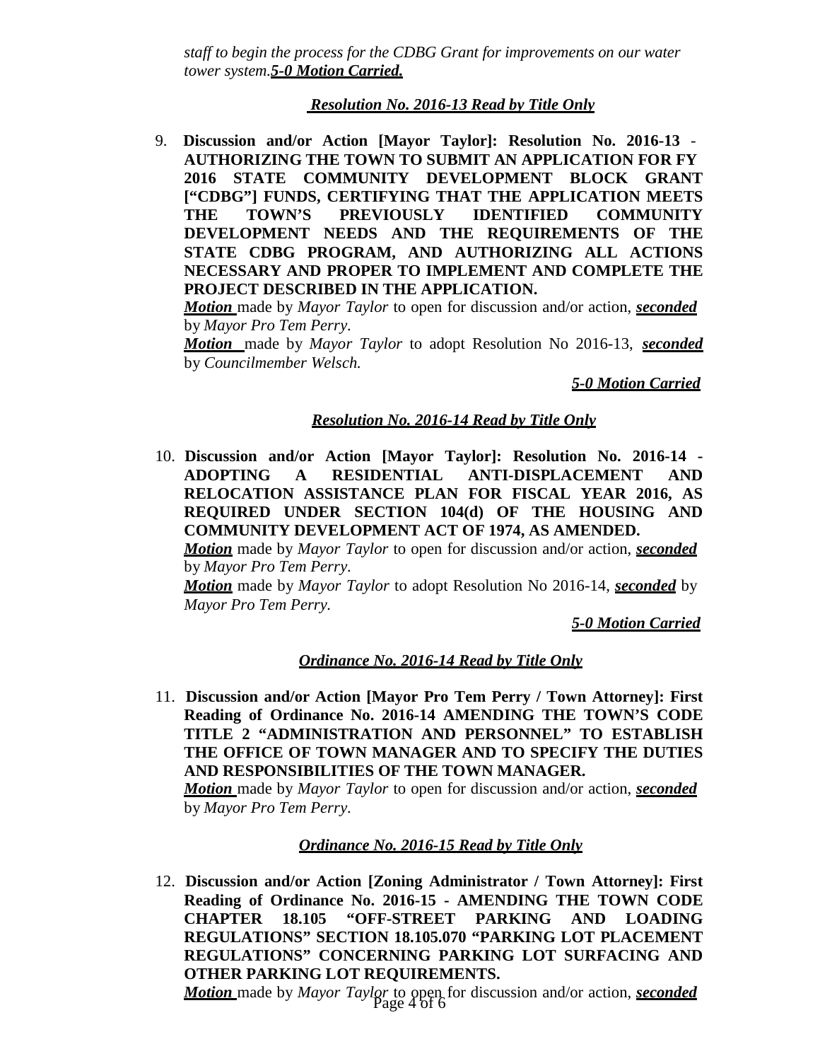*staff to begin the process for the CDBG Grant for improvements on our water tower system.**5-0 Motion Carried.***

***Resolution No. 2016-13 Read by Title Only***

9. **Discussion and/or Action [Mayor Taylor]: Resolution No. 2016-13 - AUTHORIZING THE TOWN TO SUBMIT AN APPLICATION FOR FY 2016 STATE COMMUNITY DEVELOPMENT BLOCK GRANT ["CDBG"] FUNDS, CERTIFYING THAT THE APPLICATION MEETS THE TOWN'S PREVIOUSLY IDENTIFIED COMMUNITY DEVELOPMENT NEEDS AND THE REQUIREMENTS OF THE STATE CDBG PROGRAM, AND AUTHORIZING ALL ACTIONS NECESSARY AND PROPER TO IMPLEMENT AND COMPLETE THE PROJECT DESCRIBED IN THE APPLICATION.**

   ***Motion*** made by *Mayor Taylor* to open for discussion and/or action, ***seconded*** by *Mayor Pro Tem Perry*.

   ***Motion*** made by *Mayor Taylor* to adopt Resolution No 2016-13, ***seconded*** by *Councilmember Welsch.*

   ***5-0 Motion Carried***

***Resolution No. 2016-14 Read by Title Only***

10. **Discussion and/or Action [Mayor Taylor]: Resolution No. 2016-14 - ADOPTING A RESIDENTIAL ANTI-DISPLACEMENT AND RELOCATION ASSISTANCE PLAN FOR FISCAL YEAR 2016, AS REQUIRED UNDER SECTION 104(d) OF THE HOUSING AND COMMUNITY DEVELOPMENT ACT OF 1974, AS AMENDED.**

    ***Motion*** made by *Mayor Taylor* to open for discussion and/or action, ***seconded*** by *Mayor Pro Tem Perry*.

    ***Motion*** made by *Mayor Taylor* to adopt Resolution No 2016-14, ***seconded*** by *Mayor Pro Tem Perry.*

    ***5-0 Motion Carried***

***Ordinance No. 2016-14 Read by Title Only***

11. **Discussion and/or Action [Mayor Pro Tem Perry / Town Attorney]: First Reading of Ordinance No. 2016-14 AMENDING THE TOWN'S CODE TITLE 2 "ADMINISTRATION AND PERSONNEL" TO ESTABLISH THE OFFICE OF TOWN MANAGER AND TO SPECIFY THE DUTIES AND RESPONSIBILITIES OF THE TOWN MANAGER.**

    ***Motion*** made by *Mayor Taylor* to open for discussion and/or action, ***seconded*** by *Mayor Pro Tem Perry*.

***Ordinance No. 2016-15 Read by Title Only***

12. **Discussion and/or Action [Zoning Administrator / Town Attorney]: First Reading of Ordinance No. 2016-15 - AMENDING THE TOWN CODE CHAPTER 18.105 "OFF-STREET PARKING AND LOADING REGULATIONS" SECTION 18.105.070 "PARKING LOT PLACEMENT REGULATIONS" CONCERNING PARKING LOT SURFACING AND OTHER PARKING LOT REQUIREMENTS.**

    ***Motion*** made by *Mayor Taylor* to open for discussion and/or action, ***seconded***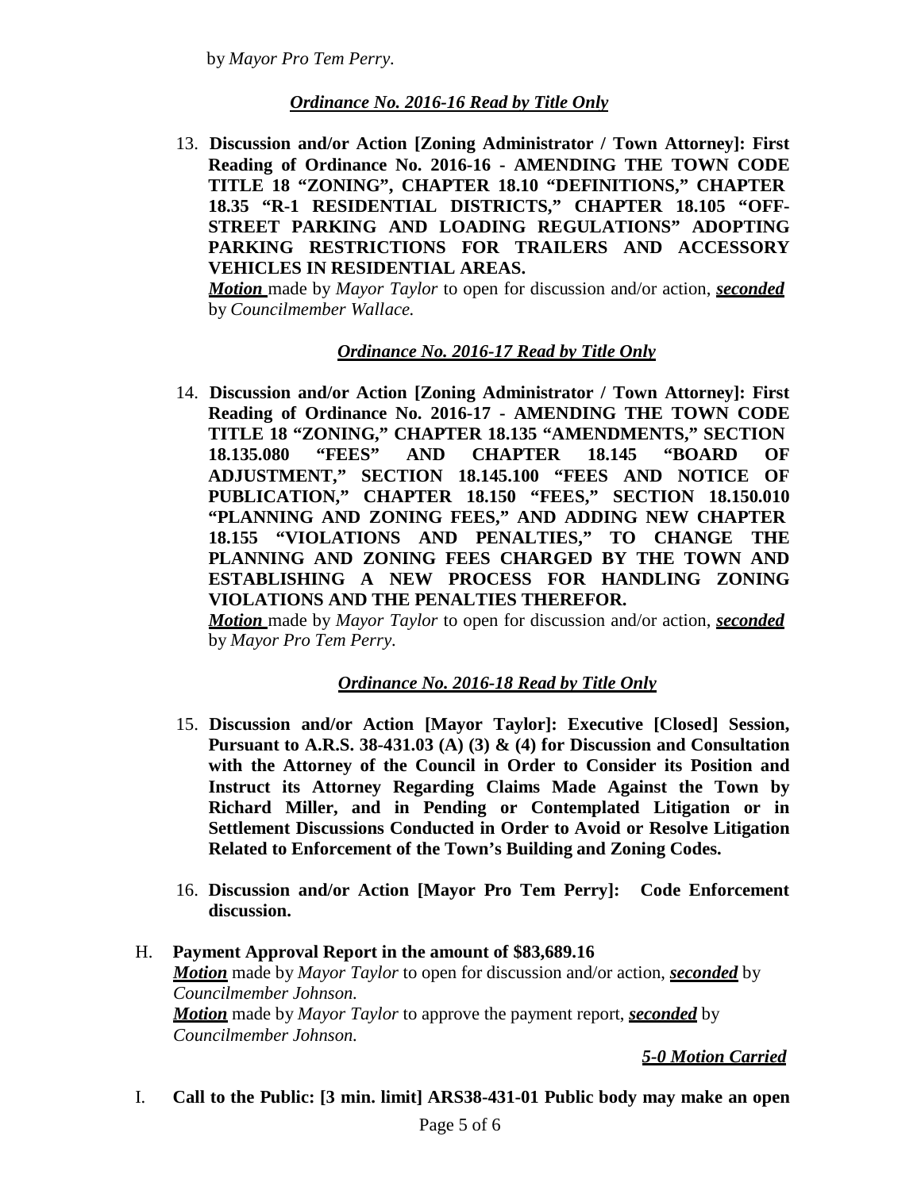by *Mayor Pro Tem Perry.*

***Ordinance No. 2016-16 Read by Title Only***

13. **Discussion and/or Action [Zoning Administrator / Town Attorney]: First Reading of Ordinance No. 2016-16 - AMENDING THE TOWN CODE TITLE 18 "ZONING", CHAPTER 18.10 "DEFINITIONS," CHAPTER 18.35 "R-1 RESIDENTIAL DISTRICTS," CHAPTER 18.105 "OFF-STREET PARKING AND LOADING REGULATIONS" ADOPTING PARKING RESTRICTIONS FOR TRAILERS AND ACCESSORY VEHICLES IN RESIDENTIAL AREAS.**
    ***Motion*** made by *Mayor Taylor* to open for discussion and/or action, ***seconded*** by *Councilmember Wallace.*

***Ordinance No. 2016-17 Read by Title Only***

14. **Discussion and/or Action [Zoning Administrator / Town Attorney]: First Reading of Ordinance No. 2016-17 - AMENDING THE TOWN CODE TITLE 18 "ZONING," CHAPTER 18.135 "AMENDMENTS," SECTION 18.135.080 "FEES" AND CHAPTER 18.145 "BOARD OF ADJUSTMENT," SECTION 18.145.100 "FEES AND NOTICE OF PUBLICATION," CHAPTER 18.150 "FEES," SECTION 18.150.010 "PLANNING AND ZONING FEES," AND ADDING NEW CHAPTER 18.155 "VIOLATIONS AND PENALTIES," TO CHANGE THE PLANNING AND ZONING FEES CHARGED BY THE TOWN AND ESTABLISHING A NEW PROCESS FOR HANDLING ZONING VIOLATIONS AND THE PENALTIES THEREFOR.**
    ***Motion*** made by *Mayor Taylor* to open for discussion and/or action, ***seconded*** by *Mayor Pro Tem Perry.*

***Ordinance No. 2016-18 Read by Title Only***

15. **Discussion and/or Action [Mayor Taylor]: Executive [Closed] Session, Pursuant to A.R.S. 38-431.03 (A) (3) & (4) for Discussion and Consultation with the Attorney of the Council in Order to Consider its Position and Instruct its Attorney Regarding Claims Made Against the Town by Richard Miller, and in Pending or Contemplated Litigation or in Settlement Discussions Conducted in Order to Avoid or Resolve Litigation Related to Enforcement of the Town's Building and Zoning Codes.**

16. **Discussion and/or Action [Mayor Pro Tem Perry]: Code Enforcement discussion.**

H. **Payment Approval Report in the amount of $83,689.16**
   ***Motion*** made by *Mayor Taylor* to open for discussion and/or action, ***seconded*** by *Councilmember Johnson.*
   ***Motion*** made by *Mayor Taylor* to approve the payment report, ***seconded*** by *Councilmember Johnson.*

   ***5-0 Motion Carried***

I. **Call to the Public: [3 min. limit] ARS38-431-01 Public body may make an open**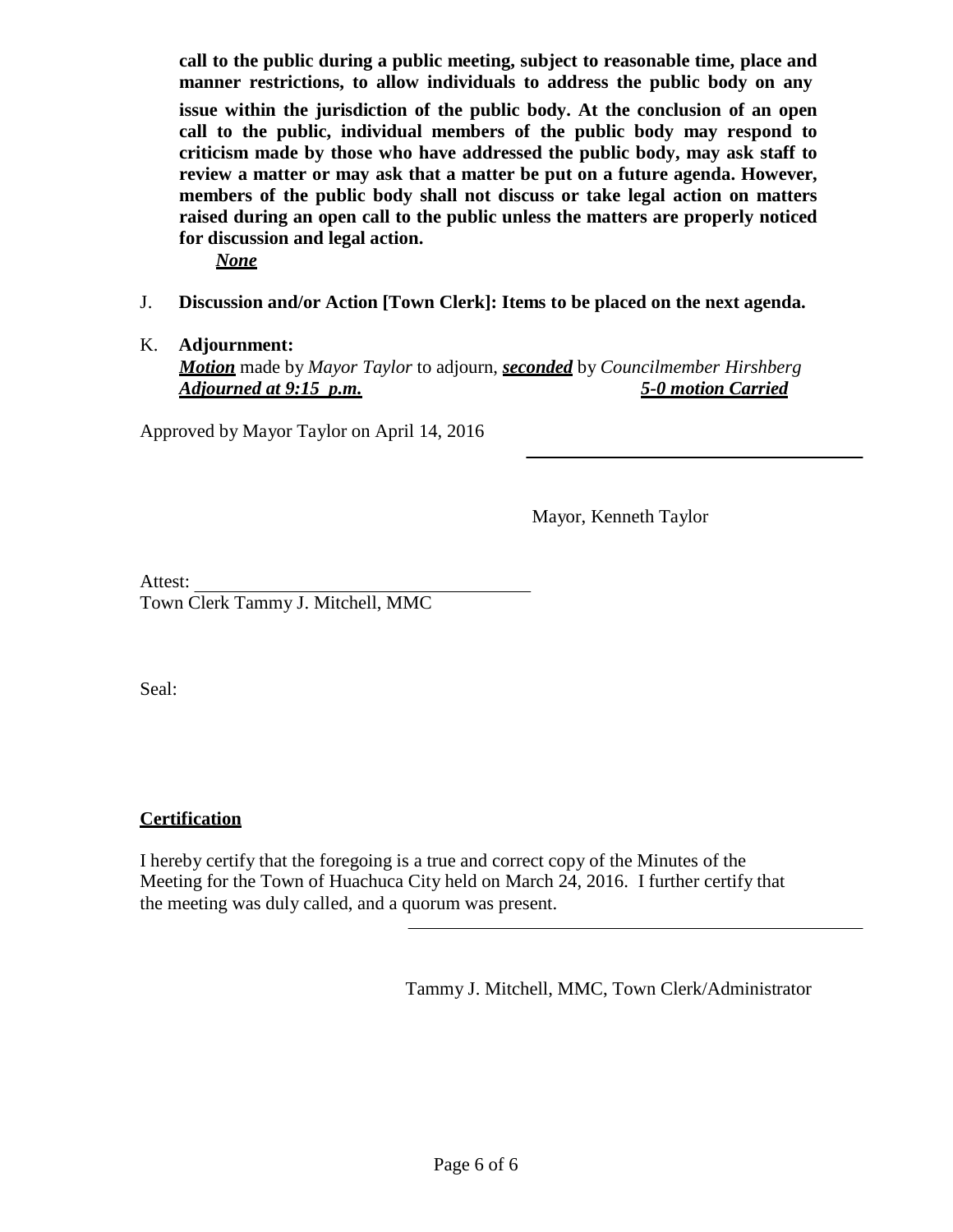**call to the public during a public meeting, subject to reasonable time, place and manner restrictions, to allow individuals to address the public body on any issue within the jurisdiction of the public body. At the conclusion of an open call to the public, individual members of the public body may respond to criticism made by those who have addressed the public body, may ask staff to review a matter or may ask that a matter be put on a future agenda. However, members of the public body shall not discuss or take legal action on matters raised during an open call to the public unless the matters are properly noticed for discussion and legal action.**

***None***

J. **Discussion and/or Action [Town Clerk]: Items to be placed on the next agenda.**

K. **Adjournment:**
***Motion*** made by *Mayor Taylor* to adjourn, ***seconded*** by *Councilmember Hirshberg*
***Adjourned at 9:15 p.m.*** ***5-0 motion Carried***

Approved by Mayor Taylor on April 14, 2016

\_\_\_\_\_\_\_\_\_\_\_\_\_\_\_\_\_\_\_\_\_\_\_\_\_\_\_\_\_\_\_\_\_\_\_\_\_\_\_\_

Mayor, Kenneth Taylor

Attest: \_\_\_\_\_\_\_\_\_\_\_\_\_\_\_\_\_\_\_\_\_\_\_\_\_\_\_\_\_\_\_\_\_\_\_\_\_\_\_\_
Town Clerk Tammy J. Mitchell, MMC

Seal:

**Certification**

I hereby certify that the foregoing is a true and correct copy of the Minutes of the Meeting for the Town of Huachuca City held on March 24, 2016. I further certify that the meeting was duly called, and a quorum was present.

\_\_\_\_\_\_\_\_\_\_\_\_\_\_\_\_\_\_\_\_\_\_\_\_\_\_\_\_\_\_\_\_\_\_\_\_\_\_\_\_\_\_\_\_\_\_\_\_\_\_

Tammy J. Mitchell, MMC, Town Clerk/Administrator